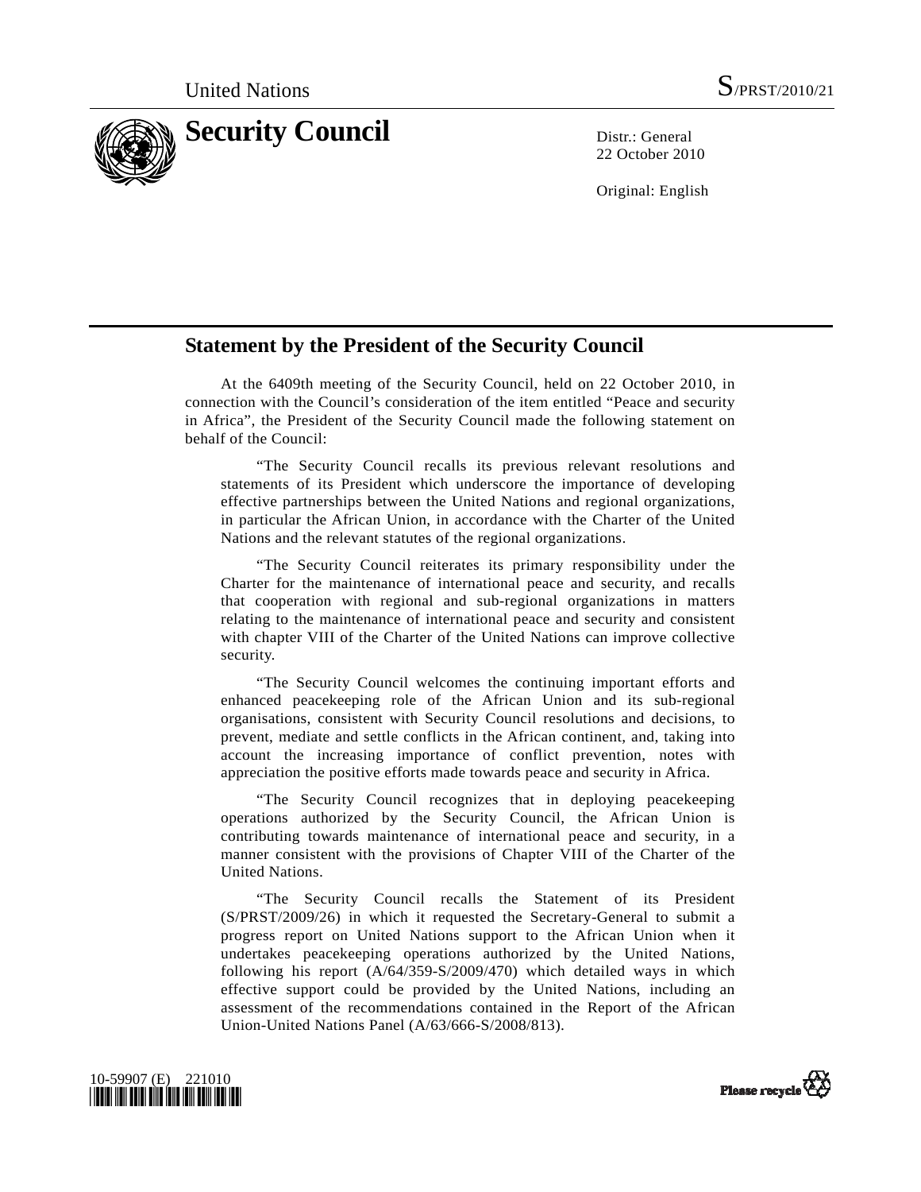United Nations S/PRST/2010/21

# Security Council

Distr.: General
22 October 2010

Original: English

## Statement by the President of the Security Council

At the 6409th meeting of the Security Council, held on 22 October 2010, in connection with the Council's consideration of the item entitled "Peace and security in Africa", the President of the Security Council made the following statement on behalf of the Council:

"The Security Council recalls its previous relevant resolutions and statements of its President which underscore the importance of developing effective partnerships between the United Nations and regional organizations, in particular the African Union, in accordance with the Charter of the United Nations and the relevant statutes of the regional organizations.

"The Security Council reiterates its primary responsibility under the Charter for the maintenance of international peace and security, and recalls that cooperation with regional and sub-regional organizations in matters relating to the maintenance of international peace and security and consistent with chapter VIII of the Charter of the United Nations can improve collective security.

"The Security Council welcomes the continuing important efforts and enhanced peacekeeping role of the African Union and its sub-regional organisations, consistent with Security Council resolutions and decisions, to prevent, mediate and settle conflicts in the African continent, and, taking into account the increasing importance of conflict prevention, notes with appreciation the positive efforts made towards peace and security in Africa.

"The Security Council recognizes that in deploying peacekeeping operations authorized by the Security Council, the African Union is contributing towards maintenance of international peace and security, in a manner consistent with the provisions of Chapter VIII of the Charter of the United Nations.

"The Security Council recalls the Statement of its President (S/PRST/2009/26) in which it requested the Secretary-General to submit a progress report on United Nations support to the African Union when it undertakes peacekeeping operations authorized by the United Nations, following his report (A/64/359-S/2009/470) which detailed ways in which effective support could be provided by the United Nations, including an assessment of the recommendations contained in the Report of the African Union-United Nations Panel (A/63/666-S/2008/813).

10-59907 (E) 221010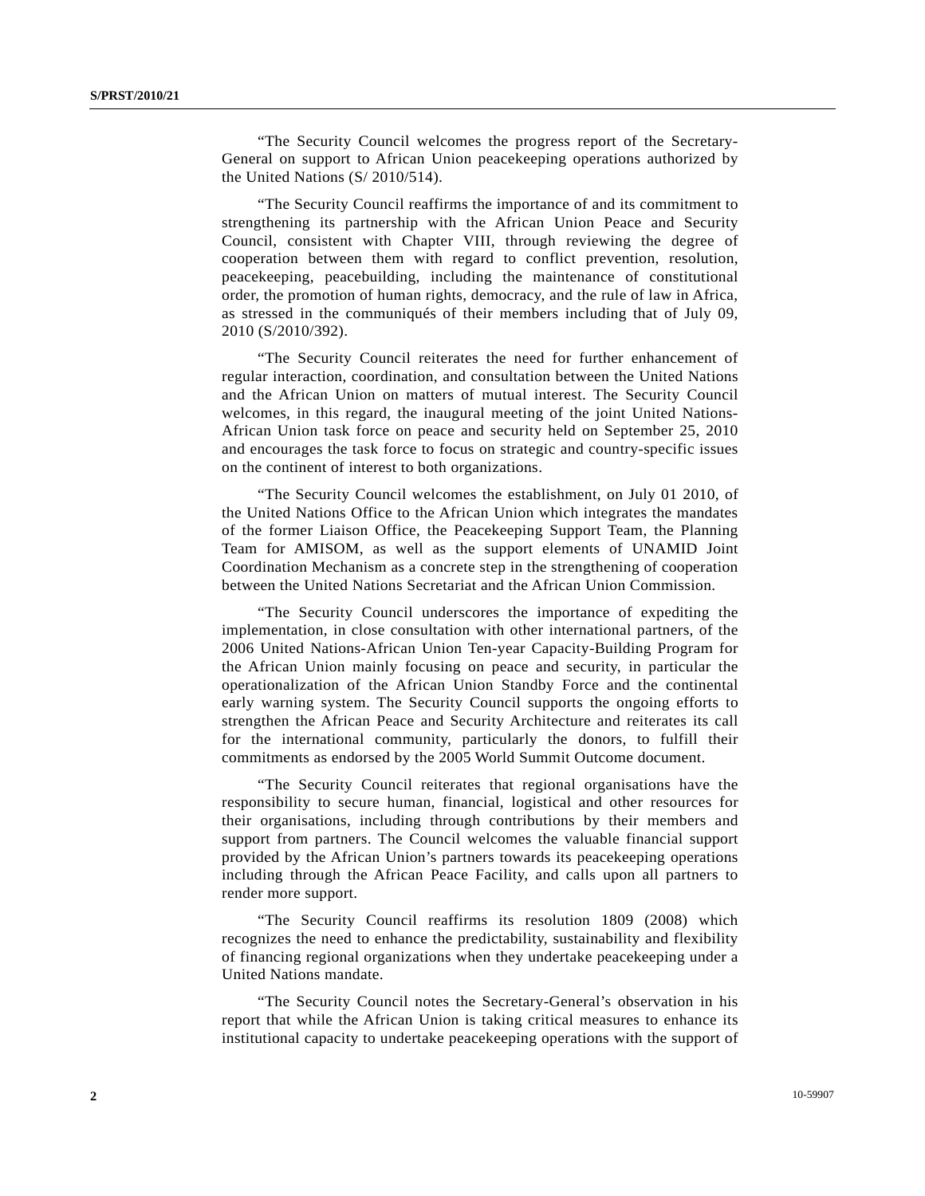"The Security Council welcomes the progress report of the Secretary-General on support to African Union peacekeeping operations authorized by the United Nations (S/ 2010/514).

"The Security Council reaffirms the importance of and its commitment to strengthening its partnership with the African Union Peace and Security Council, consistent with Chapter VIII, through reviewing the degree of cooperation between them with regard to conflict prevention, resolution, peacekeeping, peacebuilding, including the maintenance of constitutional order, the promotion of human rights, democracy, and the rule of law in Africa, as stressed in the communiqués of their members including that of July 09, 2010 (S/2010/392).

"The Security Council reiterates the need for further enhancement of regular interaction, coordination, and consultation between the United Nations and the African Union on matters of mutual interest. The Security Council welcomes, in this regard, the inaugural meeting of the joint United Nations-African Union task force on peace and security held on September 25, 2010 and encourages the task force to focus on strategic and country-specific issues on the continent of interest to both organizations.

"The Security Council welcomes the establishment, on July 01 2010, of the United Nations Office to the African Union which integrates the mandates of the former Liaison Office, the Peacekeeping Support Team, the Planning Team for AMISOM, as well as the support elements of UNAMID Joint Coordination Mechanism as a concrete step in the strengthening of cooperation between the United Nations Secretariat and the African Union Commission.

"The Security Council underscores the importance of expediting the implementation, in close consultation with other international partners, of the 2006 United Nations-African Union Ten-year Capacity-Building Program for the African Union mainly focusing on peace and security, in particular the operationalization of the African Union Standby Force and the continental early warning system. The Security Council supports the ongoing efforts to strengthen the African Peace and Security Architecture and reiterates its call for the international community, particularly the donors, to fulfill their commitments as endorsed by the 2005 World Summit Outcome document.

"The Security Council reiterates that regional organisations have the responsibility to secure human, financial, logistical and other resources for their organisations, including through contributions by their members and support from partners. The Council welcomes the valuable financial support provided by the African Union's partners towards its peacekeeping operations including through the African Peace Facility, and calls upon all partners to render more support.

"The Security Council reaffirms its resolution 1809 (2008) which recognizes the need to enhance the predictability, sustainability and flexibility of financing regional organizations when they undertake peacekeeping under a United Nations mandate.

"The Security Council notes the Secretary-General's observation in his report that while the African Union is taking critical measures to enhance its institutional capacity to undertake peacekeeping operations with the support of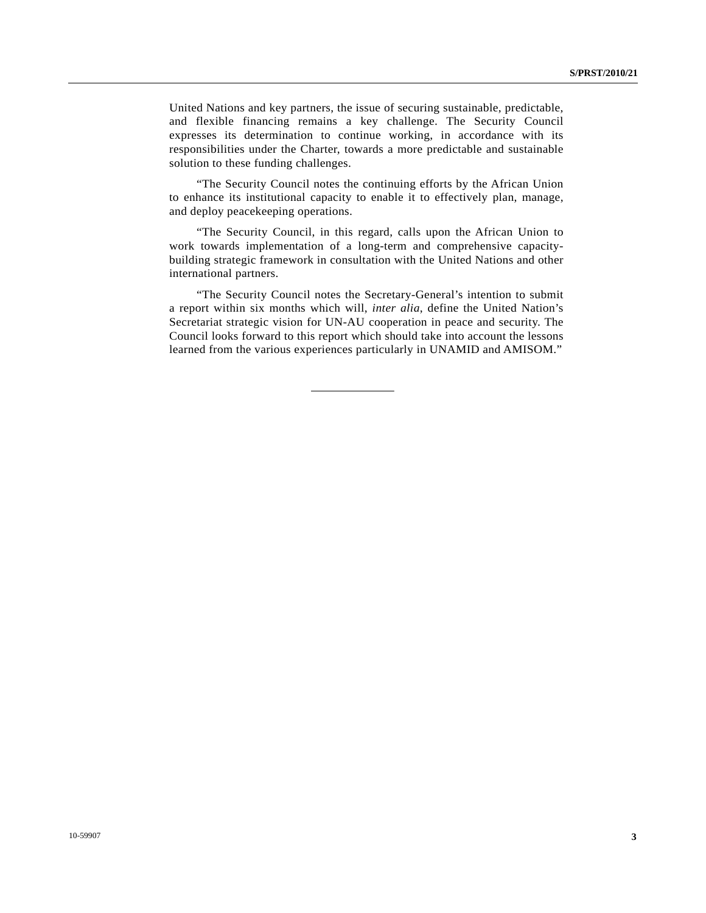United Nations and key partners, the issue of securing sustainable, predictable, and flexible financing remains a key challenge. The Security Council expresses its determination to continue working, in accordance with its responsibilities under the Charter, towards a more predictable and sustainable solution to these funding challenges.

"The Security Council notes the continuing efforts by the African Union to enhance its institutional capacity to enable it to effectively plan, manage, and deploy peacekeeping operations.

"The Security Council, in this regard, calls upon the African Union to work towards implementation of a long-term and comprehensive capacity-building strategic framework in consultation with the United Nations and other international partners.

"The Security Council notes the Secretary-General's intention to submit a report within six months which will, *inter alia*, define the United Nation's Secretariat strategic vision for UN-AU cooperation in peace and security. The Council looks forward to this report which should take into account the lessons learned from the various experiences particularly in UNAMID and AMISOM."